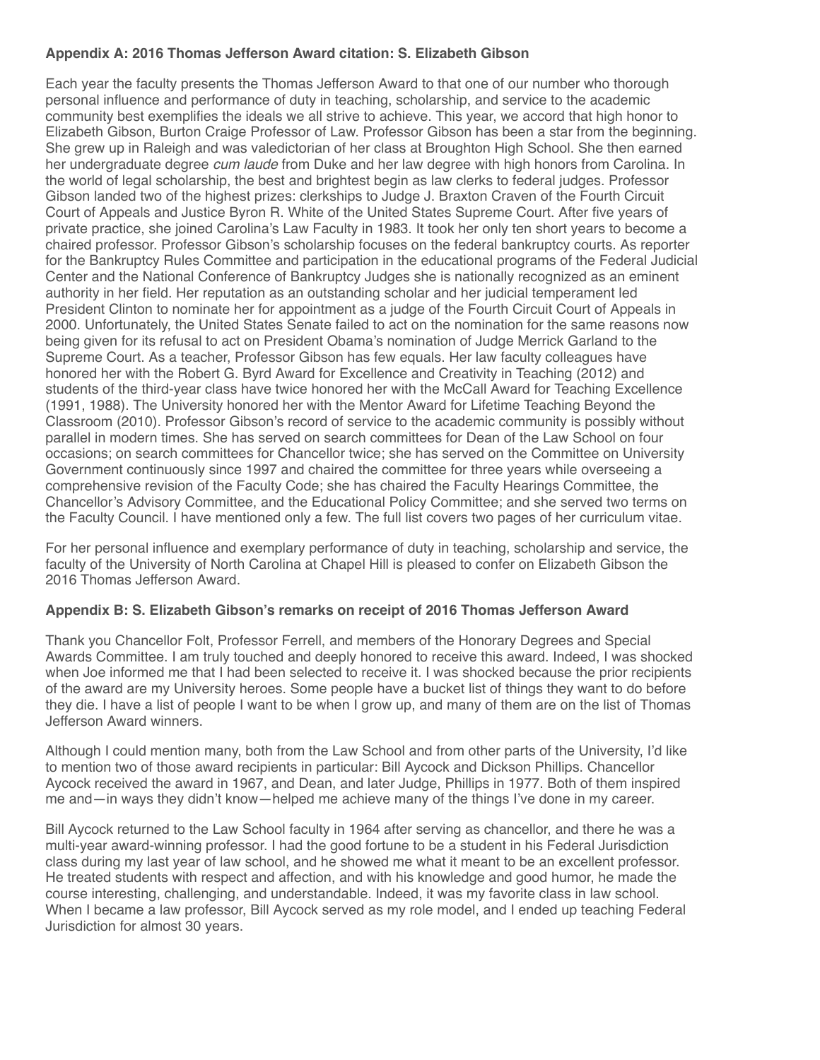### Appendix A: 2016 Thomas Jefferson Award citation: S. Elizabeth Gibson

Each year the faculty presents the Thomas Jefferson Award to that one of our number who thorough personal influence and performance of duty in teaching, scholarship, and service to the academic community best exemplifies the ideals we all strive to achieve. This year, we accord that high honor to Elizabeth Gibson, Burton Craige Professor of Law. Professor Gibson has been a star from the beginning. She grew up in Raleigh and was valedictorian of her class at Broughton High School. She then earned her undergraduate degree *cum laude* from Duke and her law degree with high honors from Carolina. In the world of legal scholarship, the best and brightest begin as law clerks to federal judges. Professor Gibson landed two of the highest prizes: clerkships to Judge J. Braxton Craven of the Fourth Circuit Court of Appeals and Justice Byron R. White of the United States Supreme Court. After five years of private practice, she joined Carolina's Law Faculty in 1983. It took her only ten short years to become a chaired professor. Professor Gibson's scholarship focuses on the federal bankruptcy courts. As reporter for the Bankruptcy Rules Committee and participation in the educational programs of the Federal Judicial Center and the National Conference of Bankruptcy Judges she is nationally recognized as an eminent authority in her field. Her reputation as an outstanding scholar and her judicial temperament led President Clinton to nominate her for appointment as a judge of the Fourth Circuit Court of Appeals in 2000. Unfortunately, the United States Senate failed to act on the nomination for the same reasons now being given for its refusal to act on President Obama's nomination of Judge Merrick Garland to the Supreme Court. As a teacher, Professor Gibson has few equals. Her law faculty colleagues have honored her with the Robert G. Byrd Award for Excellence and Creativity in Teaching (2012) and students of the third-year class have twice honored her with the McCall Award for Teaching Excellence (1991, 1988). The University honored her with the Mentor Award for Lifetime Teaching Beyond the Classroom (2010). Professor Gibson's record of service to the academic community is possibly without parallel in modern times. She has served on search committees for Dean of the Law School on four occasions; on search committees for Chancellor twice; she has served on the Committee on University Government continuously since 1997 and chaired the committee for three years while overseeing a comprehensive revision of the Faculty Code; she has chaired the Faculty Hearings Committee, the Chancellor's Advisory Committee, and the Educational Policy Committee; and she served two terms on the Faculty Council. I have mentioned only a few. The full list covers two pages of her curriculum vitae.

For her personal influence and exemplary performance of duty in teaching, scholarship and service, the faculty of the University of North Carolina at Chapel Hill is pleased to confer on Elizabeth Gibson the 2016 Thomas Jefferson Award.

### Appendix B: S. Elizabeth Gibson's remarks on receipt of 2016 Thomas Jefferson Award

Thank you Chancellor Folt, Professor Ferrell, and members of the Honorary Degrees and Special Awards Committee. I am truly touched and deeply honored to receive this award. Indeed, I was shocked when Joe informed me that I had been selected to receive it. I was shocked because the prior recipients of the award are my University heroes. Some people have a bucket list of things they want to do before they die. I have a list of people I want to be when I grow up, and many of them are on the list of Thomas Jefferson Award winners.

Although I could mention many, both from the Law School and from other parts of the University, I'd like to mention two of those award recipients in particular: Bill Aycock and Dickson Phillips. Chancellor Aycock received the award in 1967, and Dean, and later Judge, Phillips in 1977. Both of them inspired me and—in ways they didn't know—helped me achieve many of the things I've done in my career.

Bill Aycock returned to the Law School faculty in 1964 after serving as chancellor, and there he was a multi-year award-winning professor. I had the good fortune to be a student in his Federal Jurisdiction class during my last year of law school, and he showed me what it meant to be an excellent professor. He treated students with respect and affection, and with his knowledge and good humor, he made the course interesting, challenging, and understandable. Indeed, it was my favorite class in law school. When I became a law professor, Bill Aycock served as my role model, and I ended up teaching Federal Jurisdiction for almost 30 years.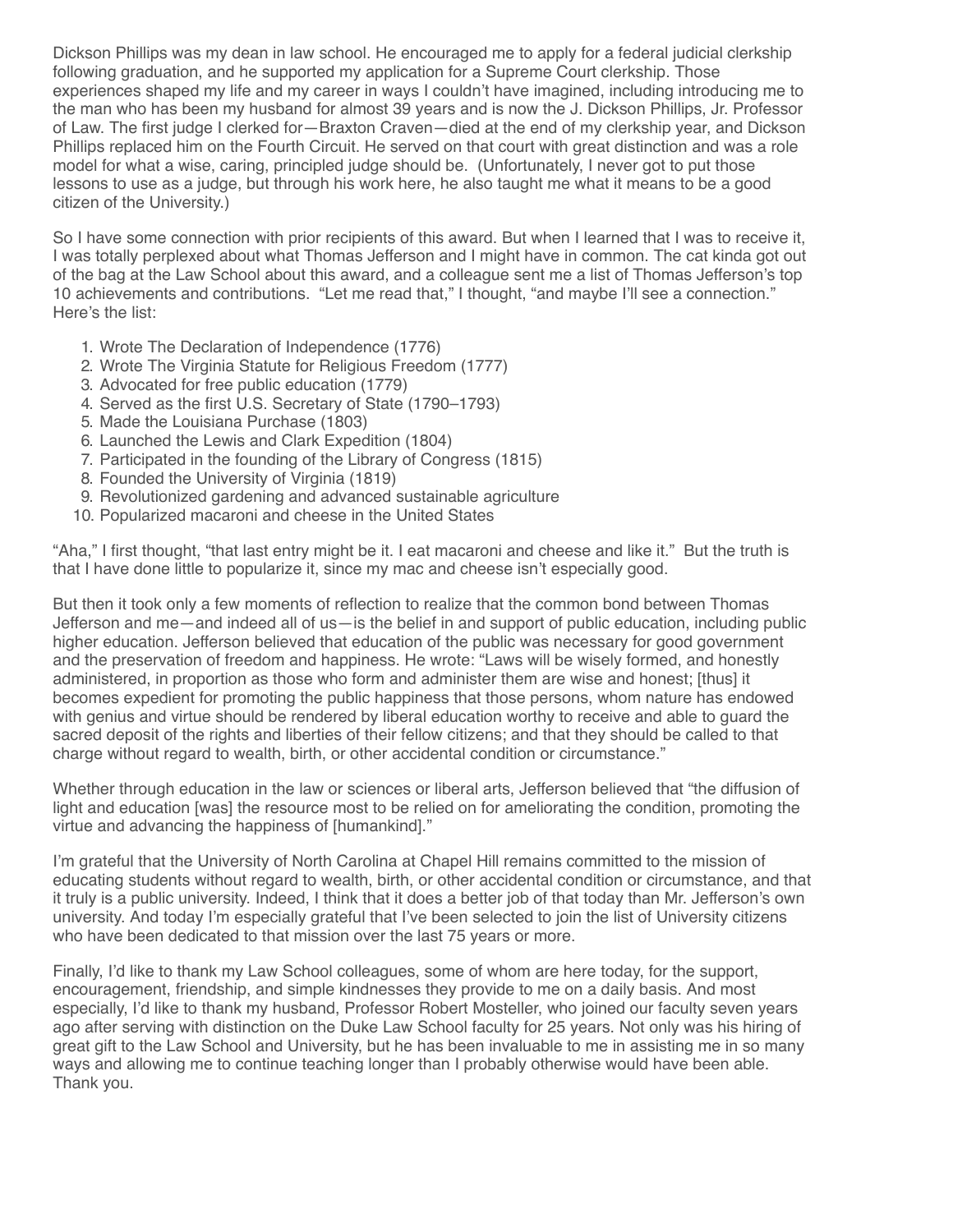Dickson Phillips was my dean in law school. He encouraged me to apply for a federal judicial clerkship following graduation, and he supported my application for a Supreme Court clerkship. Those experiences shaped my life and my career in ways I couldn't have imagined, including introducing me to the man who has been my husband for almost 39 years and is now the J. Dickson Phillips, Jr. Professor of Law. The first judge I clerked for—Braxton Craven—died at the end of my clerkship year, and Dickson Phillips replaced him on the Fourth Circuit. He served on that court with great distinction and was a role model for what a wise, caring, principled judge should be. (Unfortunately, I never got to put those lessons to use as a judge, but through his work here, he also taught me what it means to be a good citizen of the University.)

So I have some connection with prior recipients of this award. But when I learned that I was to receive it, I was totally perplexed about what Thomas Jefferson and I might have in common. The cat kinda got out of the bag at the Law School about this award, and a colleague sent me a list of Thomas Jefferson's top 10 achievements and contributions. "Let me read that," I thought, "and maybe I'll see a connection." Here's the list:

1. Wrote The Declaration of Independence (1776)
2. Wrote The Virginia Statute for Religious Freedom (1777)
3. Advocated for free public education (1779)
4. Served as the first U.S. Secretary of State (1790–1793)
5. Made the Louisiana Purchase (1803)
6. Launched the Lewis and Clark Expedition (1804)
7. Participated in the founding of the Library of Congress (1815)
8. Founded the University of Virginia (1819)
9. Revolutionized gardening and advanced sustainable agriculture
10. Popularized macaroni and cheese in the United States

"Aha," I first thought, "that last entry might be it. I eat macaroni and cheese and like it." But the truth is that I have done little to popularize it, since my mac and cheese isn't especially good.

But then it took only a few moments of reflection to realize that the common bond between Thomas Jefferson and me—and indeed all of us—is the belief in and support of public education, including public higher education. Jefferson believed that education of the public was necessary for good government and the preservation of freedom and happiness. He wrote: "Laws will be wisely formed, and honestly administered, in proportion as those who form and administer them are wise and honest; [thus] it becomes expedient for promoting the public happiness that those persons, whom nature has endowed with genius and virtue should be rendered by liberal education worthy to receive and able to guard the sacred deposit of the rights and liberties of their fellow citizens; and that they should be called to that charge without regard to wealth, birth, or other accidental condition or circumstance."

Whether through education in the law or sciences or liberal arts, Jefferson believed that "the diffusion of light and education [was] the resource most to be relied on for ameliorating the condition, promoting the virtue and advancing the happiness of [humankind]."

I'm grateful that the University of North Carolina at Chapel Hill remains committed to the mission of educating students without regard to wealth, birth, or other accidental condition or circumstance, and that it truly is a public university. Indeed, I think that it does a better job of that today than Mr. Jefferson's own university. And today I'm especially grateful that I've been selected to join the list of University citizens who have been dedicated to that mission over the last 75 years or more.

Finally, I'd like to thank my Law School colleagues, some of whom are here today, for the support, encouragement, friendship, and simple kindnesses they provide to me on a daily basis. And most especially, I'd like to thank my husband, Professor Robert Mosteller, who joined our faculty seven years ago after serving with distinction on the Duke Law School faculty for 25 years. Not only was his hiring of great gift to the Law School and University, but he has been invaluable to me in assisting me in so many ways and allowing me to continue teaching longer than I probably otherwise would have been able. Thank you.